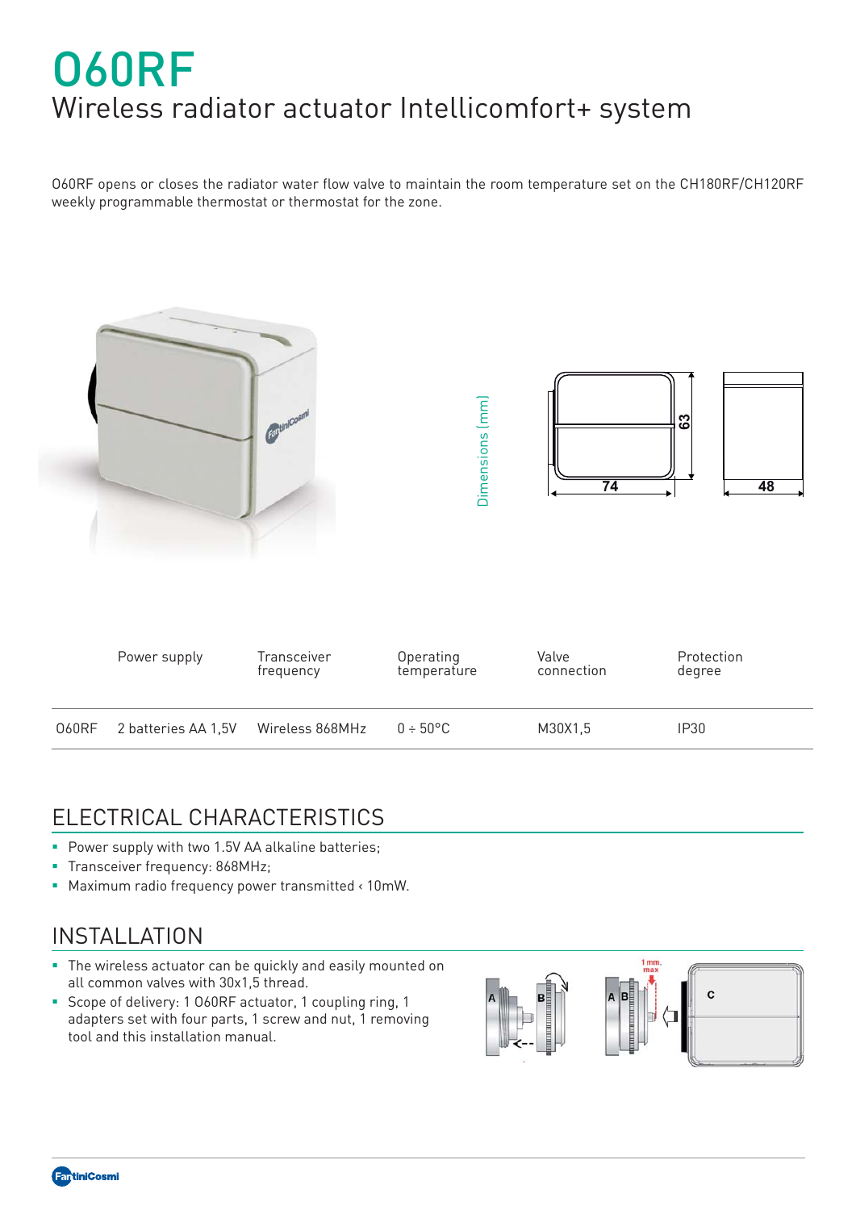# 060RF

## Wireless radiator actuator Intellicomfort+ system

060RF opens or closes the radiator water flow valve to maintain the room temperature set on the CH180RF/CH120RF weekly programmable thermostat or thermostat for the zone.

Dimensions (mm)

63

74

48

| | Power supply | Transceiver frequency | Operating temperature | Valve connection | Protection degree |
|---|---|---|---|---|---|
| 060RF | 2 batteries AA 1,5V | Wireless 868MHz | 0 ÷ 50°C | M30X1,5 | IP30 |

## ELECTRICAL CHARACTERISTICS

- Power supply with two 1.5V AA alkaline batteries;
- Transceiver frequency: 868MHz;
- Maximum radio frequency power transmitted ‹ 10mW.

## INSTALLATION

- The wireless actuator can be quickly and easily mounted on all common valves with 30x1,5 thread.
- Scope of delivery: 1 060RF actuator, 1 coupling ring, 1 adapters set with four parts, 1 screw and nut, 1 removing tool and this installation manual.

A B

A B 1 mm. max C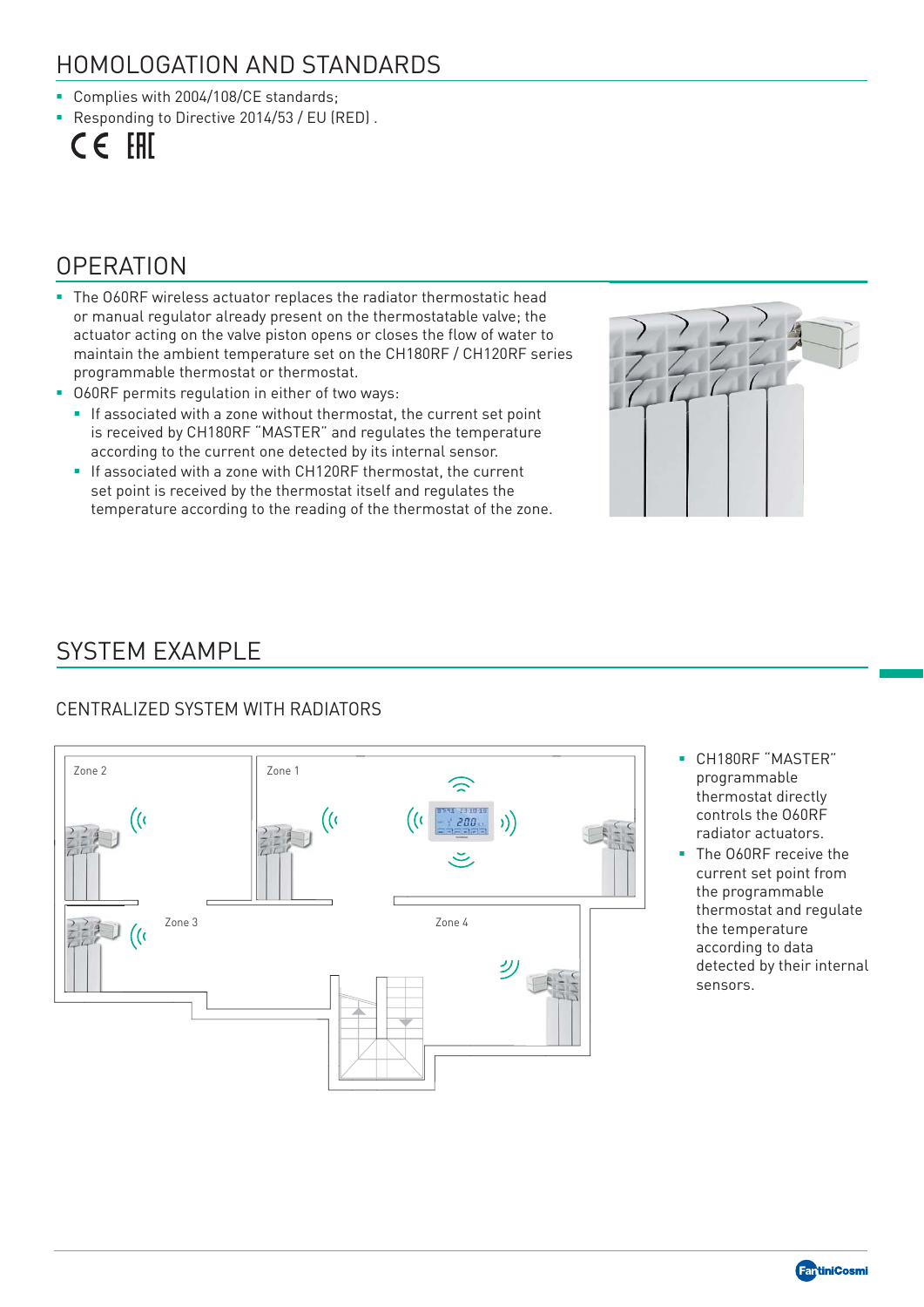## HOMOLOGATION AND STANDARDS

- Complies with 2004/108/CE standards;
- Responding to Directive 2014/53 / EU (RED) .

CE EAC

## OPERATION

- The 060RF wireless actuator replaces the radiator thermostatic head or manual regulator already present on the thermostatable valve; the actuator acting on the valve piston opens or closes the flow of water to maintain the ambient temperature set on the CH180RF / CH120RF series programmable thermostat or thermostat.
- 060RF permits regulation in either of two ways:
  - If associated with a zone without thermostat, the current set point is received by CH180RF "MASTER" and regulates the temperature according to the current one detected by its internal sensor.
  - If associated with a zone with CH120RF thermostat, the current set point is received by the thermostat itself and regulates the temperature according to the reading of the thermostat of the zone.

## SYSTEM EXAMPLE

### CENTRALIZED SYSTEM WITH RADIATORS

Zone 2

Zone 1

Zone 3

Zone 4

- CH180RF "MASTER" programmable thermostat directly controls the 060RF radiator actuators.
- The 060RF receive the current set point from the programmable thermostat and regulate the temperature according to data detected by their internal sensors.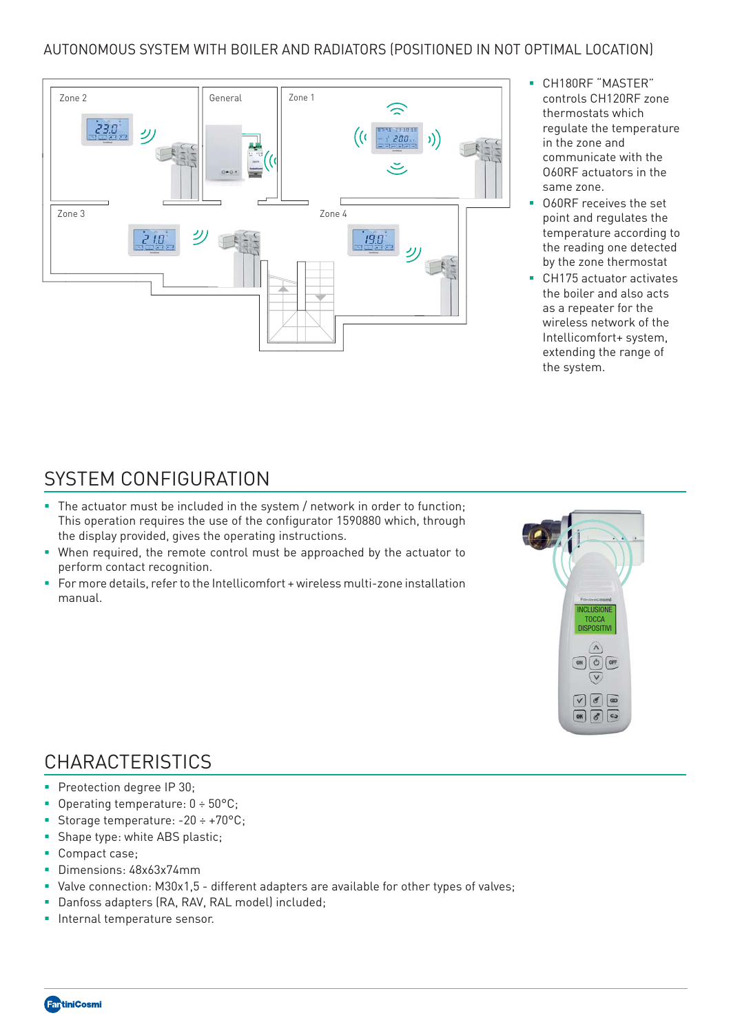## AUTONOMOUS SYSTEM WITH BOILER AND RADIATORS (POSITIONED IN NOT OPTIMAL LOCATION)

Zone 2

General

Zone 1

Zone 3

Zone 4

- CH180RF "MASTER" controls CH120RF zone thermostats which regulate the temperature in the zone and communicate with the 060RF actuators in the same zone.
- 060RF receives the set point and regulates the temperature according to the reading one detected by the zone thermostat
- CH175 actuator activates the boiler and also acts as a repeater for the wireless network of the Intellicomfort+ system, extending the range of the system.

## SYSTEM CONFIGURATION

- The actuator must be included in the system / network in order to function; This operation requires the use of the configurator 1590880 which, through the display provided, gives the operating instructions.
- When required, the remote control must be approached by the actuator to perform contact recognition.
- For more details, refer to the Intellicomfort + wireless multi-zone installation manual.

## CHARACTERISTICS

- Preotection degree IP 30;
- Operating temperature: 0 ÷ 50°C;
- Storage temperature: -20 ÷ +70°C;
- Shape type: white ABS plastic;
- Compact case;
- Dimensions: 48x63x74mm
- Valve connection: M30x1,5 - different adapters are available for other types of valves;
- Danfoss adapters (RA, RAV, RAL model) included;
- Internal temperature sensor.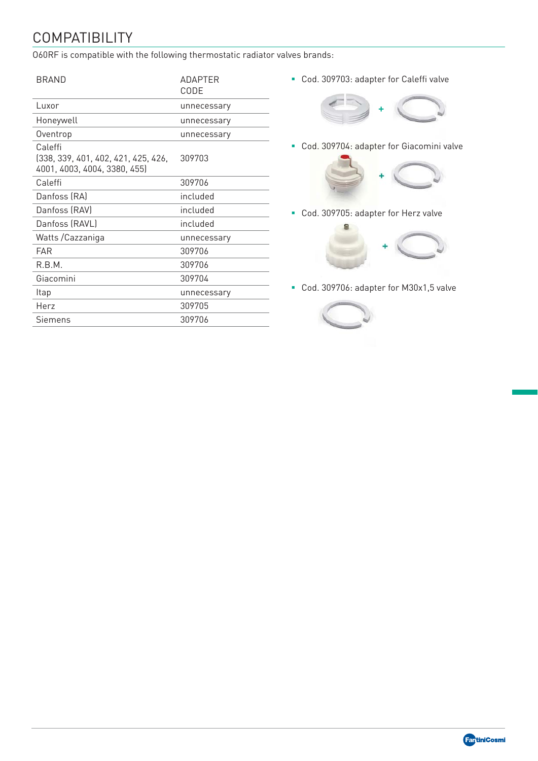# COMPATIBILITY

060RF is compatible with the following thermostatic radiator valves brands:

| BRAND | ADAPTER CODE |
|---|---|
| Luxor | unnecessary |
| Honeywell | unnecessary |
| Oventrop | unnecessary |
| Caleffi (338, 339, 401, 402, 421, 425, 426, 4001, 4003, 4004, 3380, 455) | 309703 |
| Caleffi | 309706 |
| Danfoss (RA) | included |
| Danfoss (RAV) | included |
| Danfoss (RAVL) | included |
| Watts /Cazzaniga | unnecessary |
| FAR | 309706 |
| R.B.M. | 309706 |
| Giacomini | 309704 |
| Itap | unnecessary |
| Herz | 309705 |
| Siemens | 309706 |

- Cod. 309703: adapter for Caleffi valve
- Cod. 309704: adapter for Giacomini valve
- Cod. 309705: adapter for Herz valve
- Cod. 309706: adapter for M30x1,5 valve